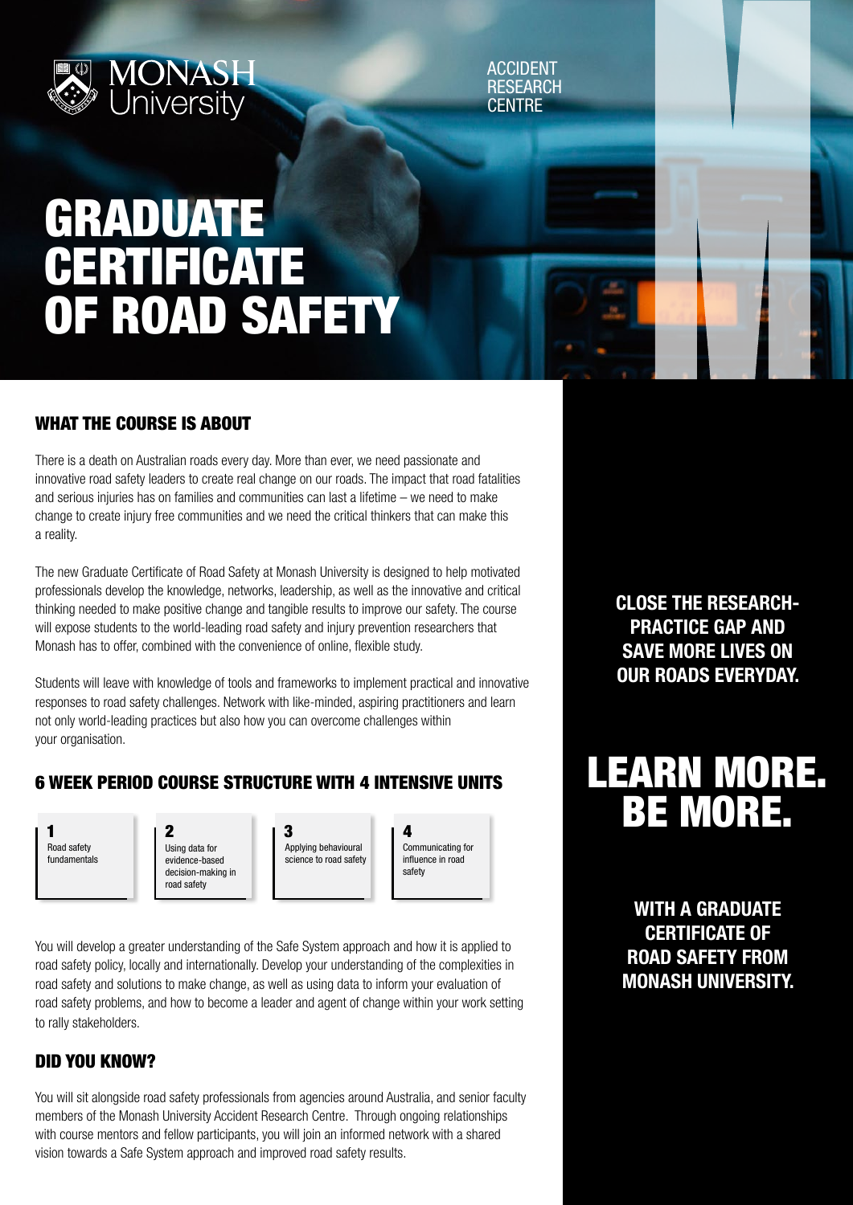MONASH University

ACCIDENT RESEARCH CENTRE

# GRADUATE CERTIFICATE OF ROAD SAFETY

## WHAT THE COURSE IS ABOUT

There is a death on Australian roads every day. More than ever, we need passionate and innovative road safety leaders to create real change on our roads. The impact that road fatalities and serious injuries has on families and communities can last a lifetime – we need to make change to create injury free communities and we need the critical thinkers that can make this a reality.

The new Graduate Certificate of Road Safety at Monash University is designed to help motivated professionals develop the knowledge, networks, leadership, as well as the innovative and critical thinking needed to make positive change and tangible results to improve our safety. The course will expose students to the world-leading road safety and injury prevention researchers that Monash has to offer, combined with the convenience of online, flexible study.

Students will leave with knowledge of tools and frameworks to implement practical and innovative responses to road safety challenges. Network with like-minded, aspiring practitioners and learn not only world-leading practices but also how you can overcome challenges within your organisation.

## 6 WEEK PERIOD COURSE STRUCTURE WITH 4 INTENSIVE UNITS

1. Road safety fundamentals
2. Using data for evidence-based decision-making in road safety
3. Applying behavioural science to road safety
4. Communicating for influence in road safety

You will develop a greater understanding of the Safe System approach and how it is applied to road safety policy, locally and internationally. Develop your understanding of the complexities in road safety and solutions to make change, as well as using data to inform your evaluation of road safety problems, and how to become a leader and agent of change within your work setting to rally stakeholders.

## DID YOU KNOW?

You will sit alongside road safety professionals from agencies around Australia, and senior faculty members of the Monash University Accident Research Centre. Through ongoing relationships with course mentors and fellow participants, you will join an informed network with a shared vision towards a Safe System approach and improved road safety results.

**CLOSE THE RESEARCH-PRACTICE GAP AND SAVE MORE LIVES ON OUR ROADS EVERYDAY.**

# LEARN MORE. BE MORE.

**WITH A GRADUATE CERTIFICATE OF ROAD SAFETY FROM MONASH UNIVERSITY.**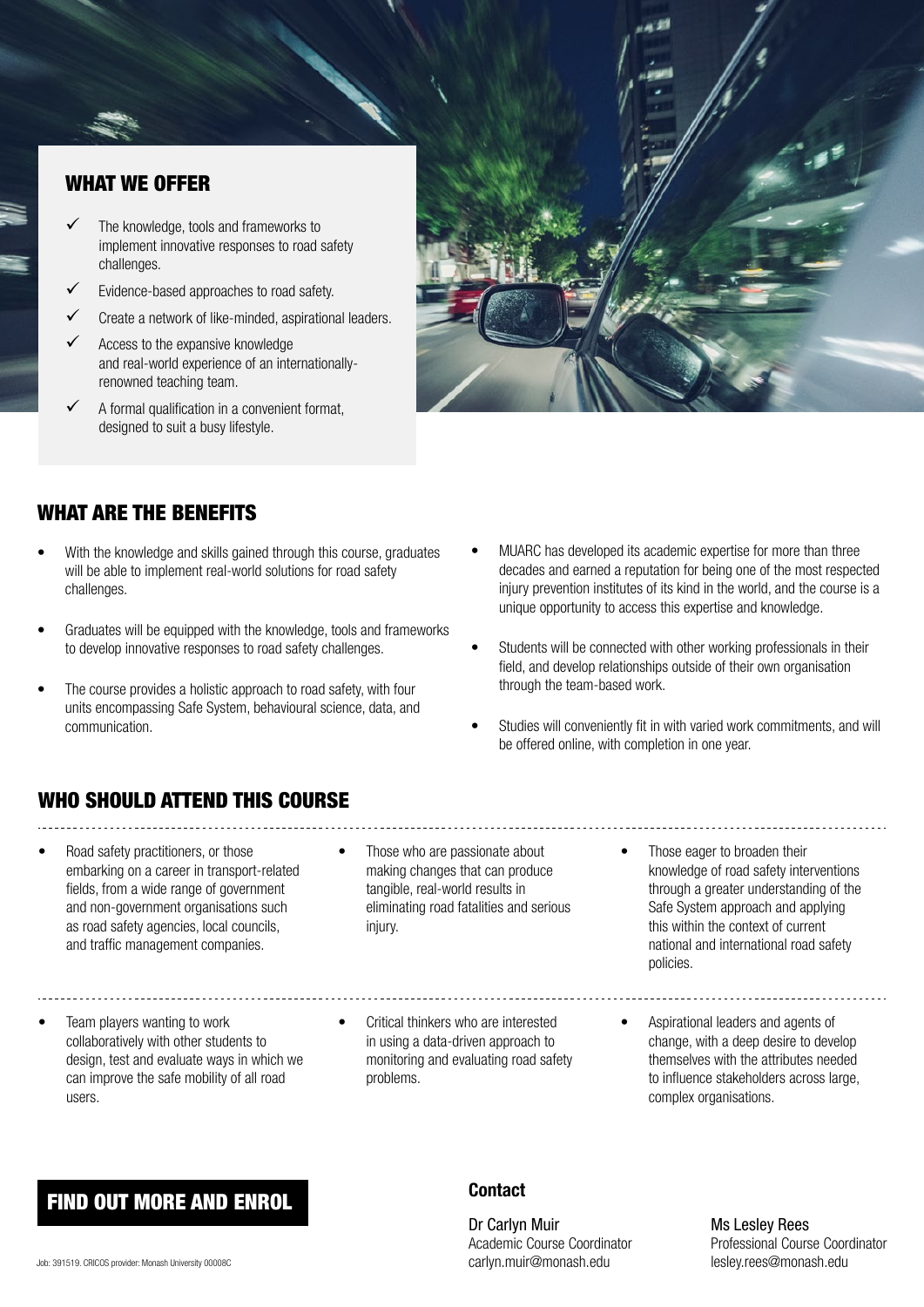## WHAT WE OFFER

- ✓ The knowledge, tools and frameworks to implement innovative responses to road safety challenges.
- ✓ Evidence-based approaches to road safety.
- ✓ Create a network of like-minded, aspirational leaders.
- ✓ Access to the expansive knowledge and real-world experience of an internationally-renowned teaching team.
- ✓ A formal qualification in a convenient format, designed to suit a busy lifestyle.

## WHAT ARE THE BENEFITS

- With the knowledge and skills gained through this course, graduates will be able to implement real-world solutions for road safety challenges.
- Graduates will be equipped with the knowledge, tools and frameworks to develop innovative responses to road safety challenges.
- The course provides a holistic approach to road safety, with four units encompassing Safe System, behavioural science, data, and communication.
- MUARC has developed its academic expertise for more than three decades and earned a reputation for being one of the most respected injury prevention institutes of its kind in the world, and the course is a unique opportunity to access this expertise and knowledge.
- Students will be connected with other working professionals in their field, and develop relationships outside of their own organisation through the team-based work.
- Studies will conveniently fit in with varied work commitments, and will be offered online, with completion in one year.

## WHO SHOULD ATTEND THIS COURSE

- Road safety practitioners, or those embarking on a career in transport-related fields, from a wide range of government and non-government organisations such as road safety agencies, local councils, and traffic management companies.
- Those who are passionate about making changes that can produce tangible, real-world results in eliminating road fatalities and serious injury.
- Those eager to broaden their knowledge of road safety interventions through a greater understanding of the Safe System approach and applying this within the context of current national and international road safety policies.
- Team players wanting to work collaboratively with other students to design, test and evaluate ways in which we can improve the safe mobility of all road users.
- Critical thinkers who are interested in using a data-driven approach to monitoring and evaluating road safety problems.
- Aspirational leaders and agents of change, with a deep desire to develop themselves with the attributes needed to influence stakeholders across large, complex organisations.

**FIND OUT MORE AND ENROL**

### Contact

Dr Carlyn Muir
Academic Course Coordinator
carlyn.muir@monash.edu

Ms Lesley Rees
Professional Course Coordinator
lesley.rees@monash.edu

Job: 391519. CRICOS provider: Monash University 00008C